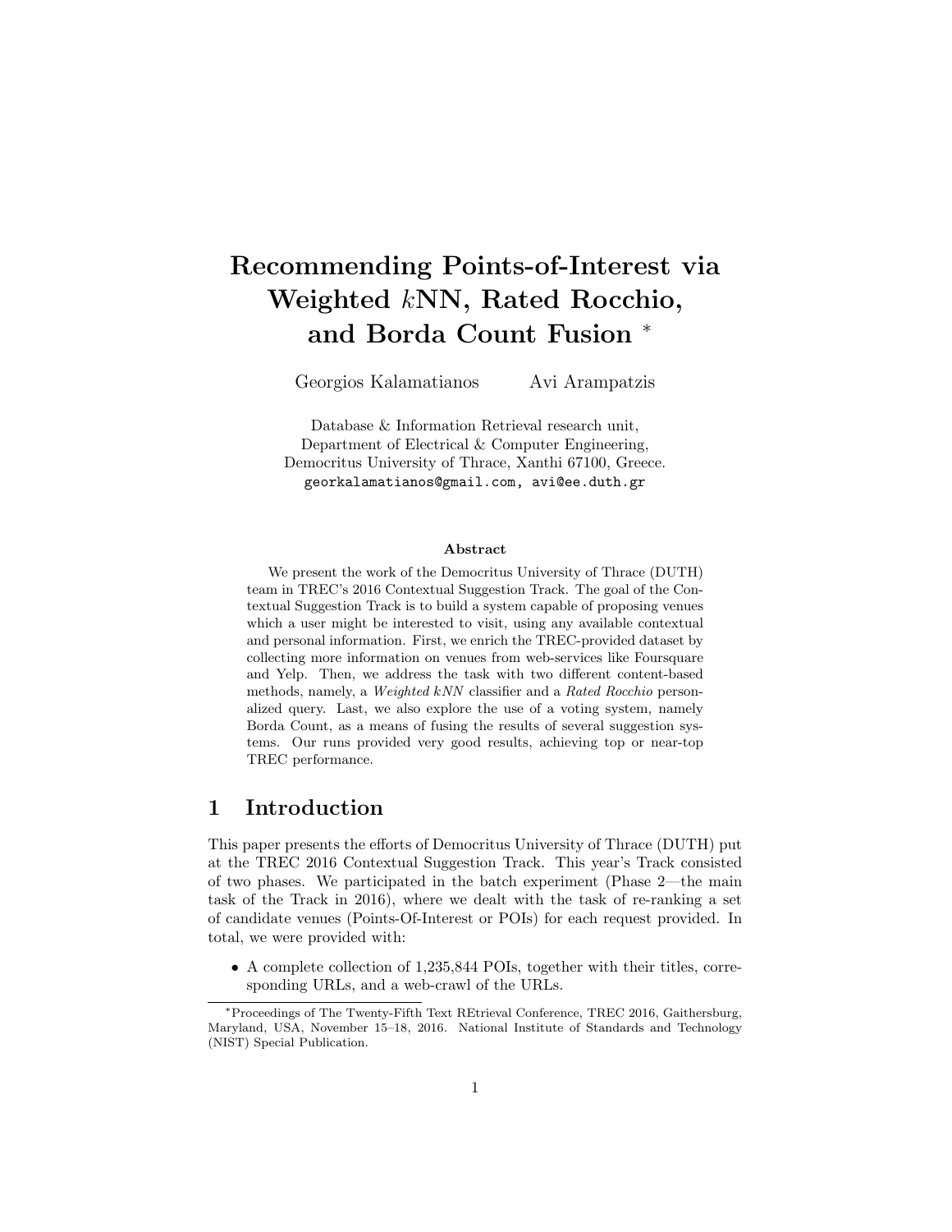# Recommending Points-of-Interest via Weighted $k$NN, Rated Rocchio, and Borda Count Fusion [*]

Georgios Kalamatianos Avi Arampatzis

Database & Information Retrieval research unit,
Department of Electrical & Computer Engineering,
Democritus University of Thrace, Xanthi 67100, Greece.
georkalamatianos@gmail.com, avi@ee.duth.gr

### Abstract

We present the work of the Democritus University of Thrace (DUTH) team in TREC's 2016 Contextual Suggestion Track. The goal of the Contextual Suggestion Track is to build a system capable of proposing venues which a user might be interested to visit, using any available contextual and personal information. First, we enrich the TREC-provided dataset by collecting more information on venues from web-services like Foursquare and Yelp. Then, we address the task with two different content-based methods, namely, a *Weighted kNN* classifier and a *Rated Rocchio* personalized query. Last, we also explore the use of a voting system, namely Borda Count, as a means of fusing the results of several suggestion systems. Our runs provided very good results, achieving top or near-top TREC performance.

## 1 Introduction

This paper presents the efforts of Democritus University of Thrace (DUTH) put at the TREC 2016 Contextual Suggestion Track. This year's Track consisted of two phases. We participated in the batch experiment (Phase 2—the main task of the Track in 2016), where we dealt with the task of re-ranking a set of candidate venues (Points-Of-Interest or POIs) for each request provided. In total, we were provided with:

- A complete collection of 1,235,844 POIs, together with their titles, corresponding URLs, and a web-crawl of the URLs.

[*] Proceedings of The Twenty-Fifth Text REtrieval Conference, TREC 2016, Gaithersburg, Maryland, USA, November 15–18, 2016. National Institute of Standards and Technology (NIST) Special Publication.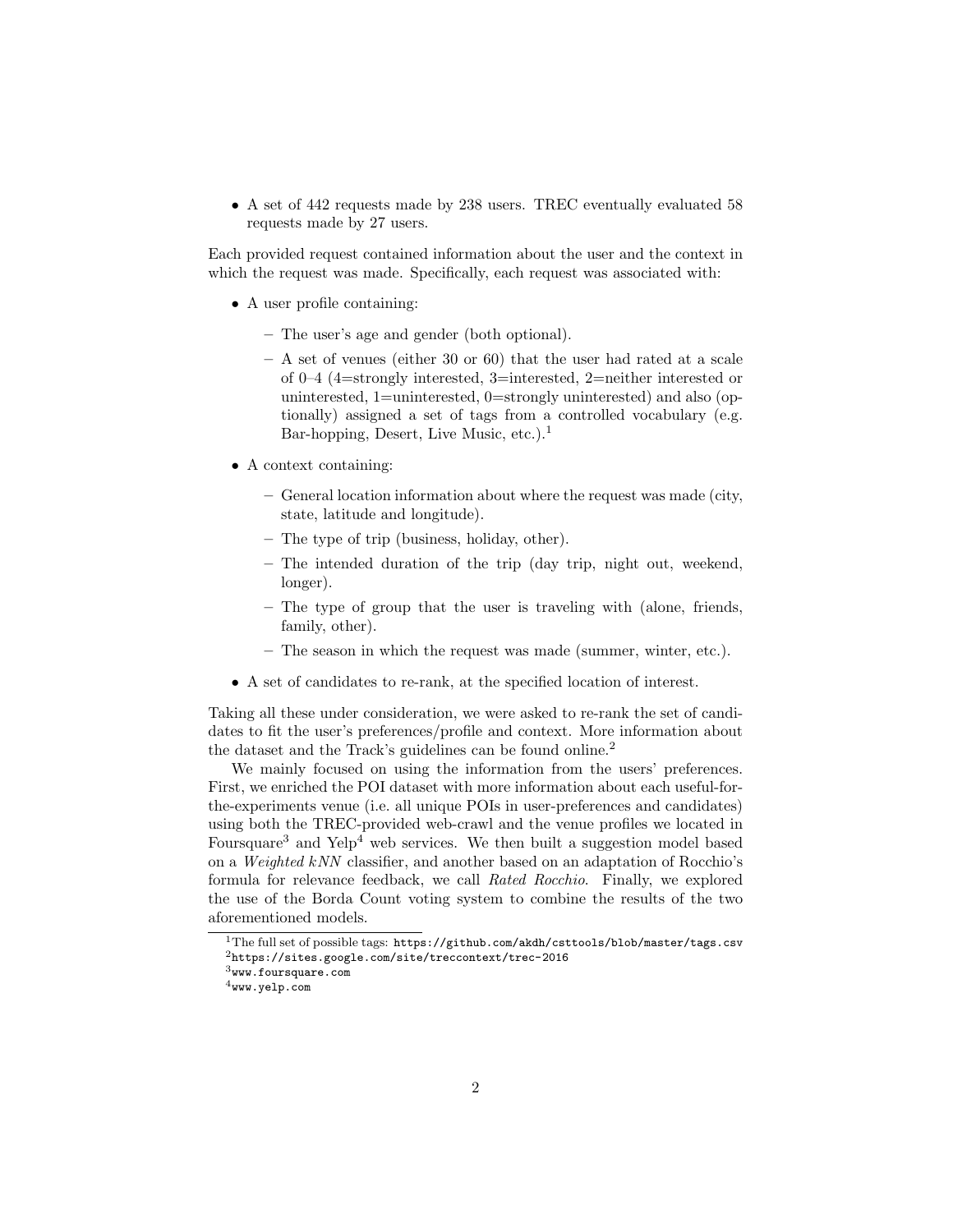- A set of 442 requests made by 238 users. TREC eventually evaluated 58 requests made by 27 users.

Each provided request contained information about the user and the context in which the request was made. Specifically, each request was associated with:

- A user profile containing:
  - The user's age and gender (both optional).
  - A set of venues (either 30 or 60) that the user had rated at a scale of 0–4 (4=strongly interested, 3=interested, 2=neither interested or uninterested, 1=uninterested, 0=strongly uninterested) and also (optionally) assigned a set of tags from a controlled vocabulary (e.g. Bar-hopping, Desert, Live Music, etc.).[1]
- A context containing:
  - General location information about where the request was made (city, state, latitude and longitude).
  - The type of trip (business, holiday, other).
  - The intended duration of the trip (day trip, night out, weekend, longer).
  - The type of group that the user is traveling with (alone, friends, family, other).
  - The season in which the request was made (summer, winter, etc.).
- A set of candidates to re-rank, at the specified location of interest.

Taking all these under consideration, we were asked to re-rank the set of candidates to fit the user's preferences/profile and context. More information about the dataset and the Track's guidelines can be found online.[2]

We mainly focused on using the information from the users' preferences. First, we enriched the POI dataset with more information about each useful-for-the-experiments venue (i.e. all unique POIs in user-preferences and candidates) using both the TREC-provided web-crawl and the venue profiles we located in Foursquare[3] and Yelp[4] web services. We then built a suggestion model based on a *Weighted kNN* classifier, and another based on an adaptation of Rocchio's formula for relevance feedback, we call *Rated Rocchio*. Finally, we explored the use of the Borda Count voting system to combine the results of the two aforementioned models.

[1] The full set of possible tags: `https://github.com/akdh/csttools/blob/master/tags.csv`

[2] `https://sites.google.com/site/treccontext/trec-2016`

[3] `www.foursquare.com`

[4] `www.yelp.com`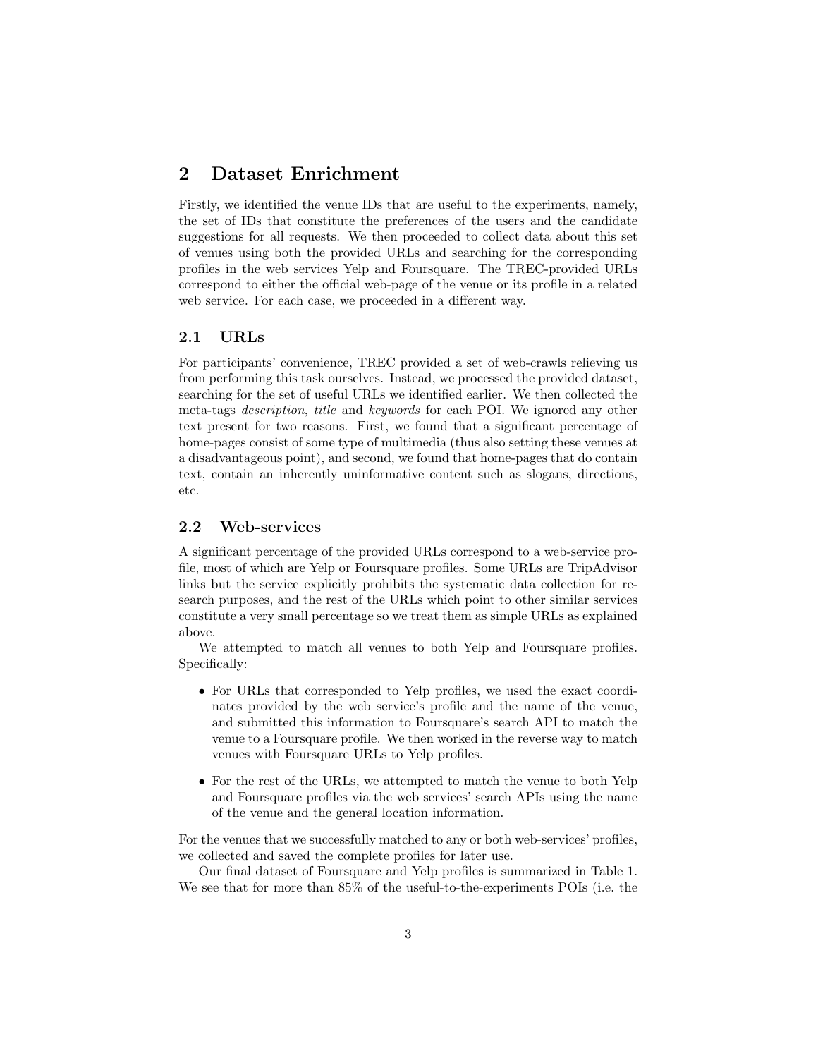## 2 Dataset Enrichment

Firstly, we identified the venue IDs that are useful to the experiments, namely, the set of IDs that constitute the preferences of the users and the candidate suggestions for all requests. We then proceeded to collect data about this set of venues using both the provided URLs and searching for the corresponding profiles in the web services Yelp and Foursquare. The TREC-provided URLs correspond to either the official web-page of the venue or its profile in a related web service. For each case, we proceeded in a different way.

### 2.1 URLs

For participants' convenience, TREC provided a set of web-crawls relieving us from performing this task ourselves. Instead, we processed the provided dataset, searching for the set of useful URLs we identified earlier. We then collected the meta-tags *description*, *title* and *keywords* for each POI. We ignored any other text present for two reasons. First, we found that a significant percentage of home-pages consist of some type of multimedia (thus also setting these venues at a disadvantageous point), and second, we found that home-pages that do contain text, contain an inherently uninformative content such as slogans, directions, etc.

### 2.2 Web-services

A significant percentage of the provided URLs correspond to a web-service profile, most of which are Yelp or Foursquare profiles. Some URLs are TripAdvisor links but the service explicitly prohibits the systematic data collection for research purposes, and the rest of the URLs which point to other similar services constitute a very small percentage so we treat them as simple URLs as explained above.

We attempted to match all venues to both Yelp and Foursquare profiles. Specifically:

- For URLs that corresponded to Yelp profiles, we used the exact coordinates provided by the web service's profile and the name of the venue, and submitted this information to Foursquare's search API to match the venue to a Foursquare profile. We then worked in the reverse way to match venues with Foursquare URLs to Yelp profiles.
- For the rest of the URLs, we attempted to match the venue to both Yelp and Foursquare profiles via the web services' search APIs using the name of the venue and the general location information.

For the venues that we successfully matched to any or both web-services' profiles, we collected and saved the complete profiles for later use.

Our final dataset of Foursquare and Yelp profiles is summarized in Table 1. We see that for more than 85% of the useful-to-the-experiments POIs (i.e. the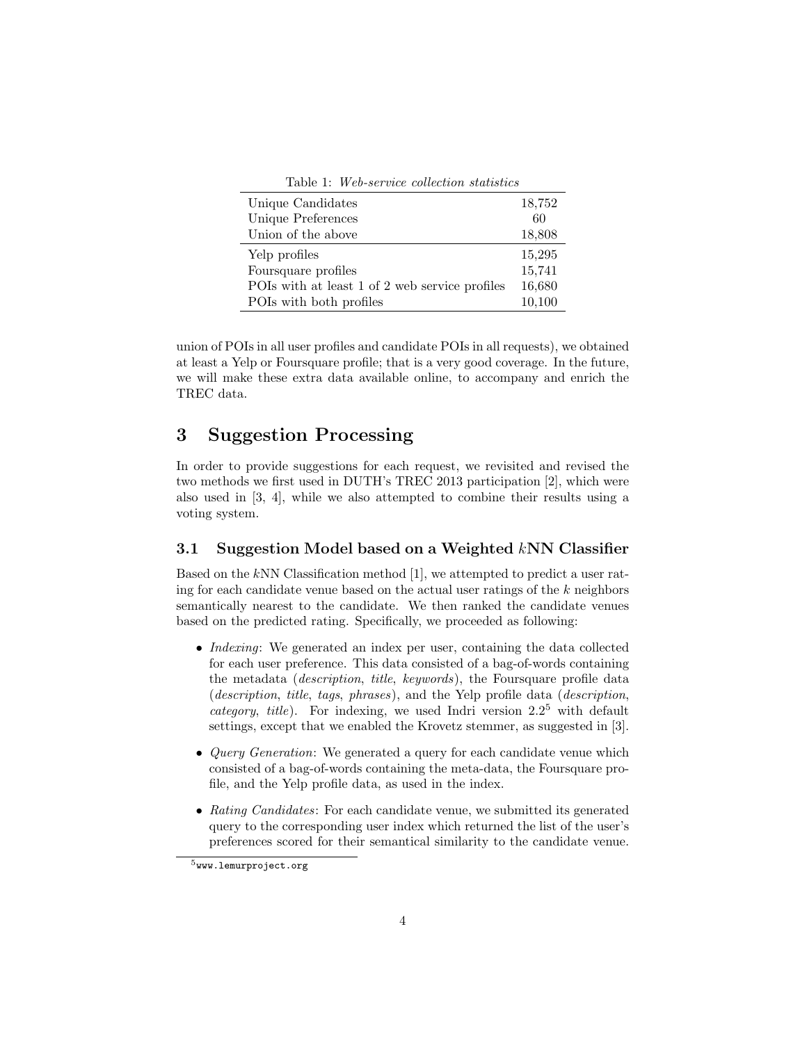Table 1: *Web-service collection statistics*

| | |
|---|---|
| Unique Candidates | 18,752 |
| Unique Preferences | 60 |
| Union of the above | 18,808 |
| Yelp profiles | 15,295 |
| Foursquare profiles | 15,741 |
| POIs with at least 1 of 2 web service profiles | 16,680 |
| POIs with both profiles | 10,100 |

union of POIs in all user profiles and candidate POIs in all requests), we obtained at least a Yelp or Foursquare profile; that is a very good coverage. In the future, we will make these extra data available online, to accompany and enrich the TREC data.

## 3 Suggestion Processing

In order to provide suggestions for each request, we revisited and revised the two methods we first used in DUTH's TREC 2013 participation [2], which were also used in [3, 4], while we also attempted to combine their results using a voting system.

### 3.1 Suggestion Model based on a Weighted $k$NN Classifier

Based on the $k$NN Classification method [1], we attempted to predict a user rating for each candidate venue based on the actual user ratings of the $k$ neighbors semantically nearest to the candidate. We then ranked the candidate venues based on the predicted rating. Specifically, we proceeded as following:

- *Indexing*: We generated an index per user, containing the data collected for each user preference. This data consisted of a bag-of-words containing the metadata (*description*, *title*, *keywords*), the Foursquare profile data (*description*, *title*, *tags*, *phrases*), and the Yelp profile data (*description*, *category*, *title*). For indexing, we used Indri version 2.2[5] with default settings, except that we enabled the Krovetz stemmer, as suggested in [3].
- *Query Generation*: We generated a query for each candidate venue which consisted of a bag-of-words containing the meta-data, the Foursquare profile, and the Yelp profile data, as used in the index.
- *Rating Candidates*: For each candidate venue, we submitted its generated query to the corresponding user index which returned the list of the user's preferences scored for their semantical similarity to the candidate venue.

[5] www.lemurproject.org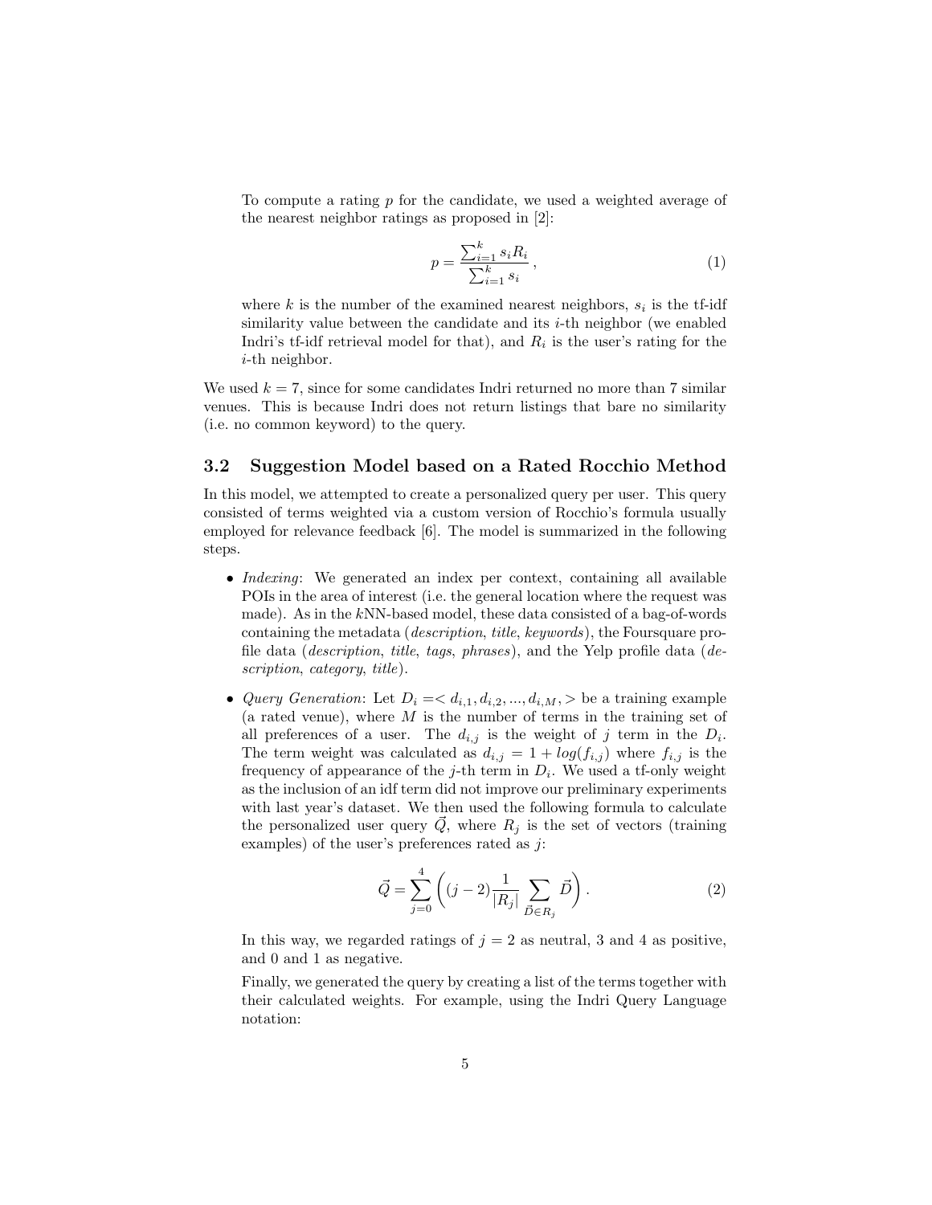To compute a rating $p$ for the candidate, we used a weighted average of the nearest neighbor ratings as proposed in [2]:

$$p = \frac{\sum_{i=1}^{k} s_i R_i}{\sum_{i=1}^{k} s_i}, \tag{1}$$

where $k$ is the number of the examined nearest neighbors, $s_i$ is the tf-idf similarity value between the candidate and its $i$-th neighbor (we enabled Indri's tf-idf retrieval model for that), and $R_i$ is the user's rating for the $i$-th neighbor.

We used $k = 7$, since for some candidates Indri returned no more than 7 similar venues. This is because Indri does not return listings that bare no similarity (i.e. no common keyword) to the query.

### 3.2 Suggestion Model based on a Rated Rocchio Method

In this model, we attempted to create a personalized query per user. This query consisted of terms weighted via a custom version of Rocchio's formula usually employed for relevance feedback [6]. The model is summarized in the following steps.

- *Indexing*: We generated an index per context, containing all available POIs in the area of interest (i.e. the general location where the request was made). As in the $k$NN-based model, these data consisted of a bag-of-words containing the metadata (*description*, *title*, *keywords*), the Foursquare profile data (*description*, *title*, *tags*, *phrases*), and the Yelp profile data (*description*, *category*, *title*).

- *Query Generation*: Let $D_i =< d_{i,1}, d_{i,2}, ..., d_{i,M}, >$ be a training example (a rated venue), where $M$ is the number of terms in the training set of all preferences of a user. The $d_{i,j}$ is the weight of $j$ term in the $D_i$. The term weight was calculated as $d_{i,j} = 1 + log(f_{i,j})$ where $f_{i,j}$ is the frequency of appearance of the $j$-th term in $D_i$. We used a tf-only weight as the inclusion of an idf term did not improve our preliminary experiments with last year's dataset. We then used the following formula to calculate the personalized user query $\vec{Q}$, where $R_j$ is the set of vectors (training examples) of the user's preferences rated as $j$:

$$\vec{Q} = \sum_{j=0}^{4} \left( (j-2) \frac{1}{|R_j|} \sum_{\vec{D} \in R_j} \vec{D} \right). \tag{2}$$

  In this way, we regarded ratings of $j = 2$ as neutral, 3 and 4 as positive, and 0 and 1 as negative.

  Finally, we generated the query by creating a list of the terms together with their calculated weights. For example, using the Indri Query Language notation: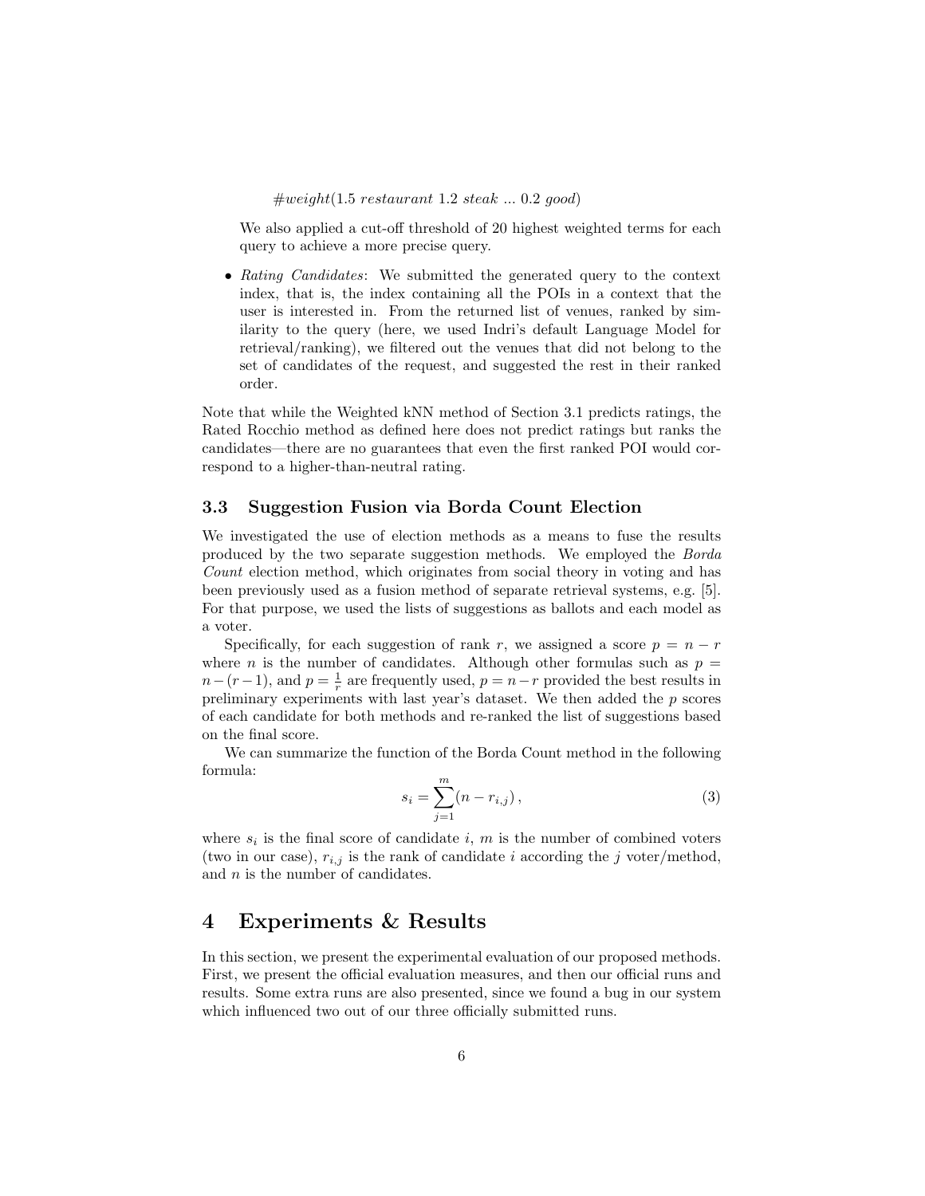*#weight*(1.5 *restaurant* 1.2 *steak* ... 0.2 *good*)

We also applied a cut-off threshold of 20 highest weighted terms for each query to achieve a more precise query.

- *Rating Candidates*: We submitted the generated query to the context index, that is, the index containing all the POIs in a context that the user is interested in. From the returned list of venues, ranked by similarity to the query (here, we used Indri's default Language Model for retrieval/ranking), we filtered out the venues that did not belong to the set of candidates of the request, and suggested the rest in their ranked order.

Note that while the Weighted kNN method of Section 3.1 predicts ratings, the Rated Rocchio method as defined here does not predict ratings but ranks the candidates—there are no guarantees that even the first ranked POI would correspond to a higher-than-neutral rating.

### 3.3 Suggestion Fusion via Borda Count Election

We investigated the use of election methods as a means to fuse the results produced by the two separate suggestion methods. We employed the *Borda Count* election method, which originates from social theory in voting and has been previously used as a fusion method of separate retrieval systems, e.g. [5]. For that purpose, we used the lists of suggestions as ballots and each model as a voter.

Specifically, for each suggestion of rank $r$, we assigned a score $p = n - r$ where $n$ is the number of candidates. Although other formulas such as $p = n - (r - 1)$, and $p = \frac{1}{r}$ are frequently used, $p = n - r$ provided the best results in preliminary experiments with last year's dataset. We then added the $p$ scores of each candidate for both methods and re-ranked the list of suggestions based on the final score.

We can summarize the function of the Borda Count method in the following formula:

$$s_i = \sum_{j=1}^{m} (n - r_{i,j}) \, , \tag{3}$$

where $s_i$ is the final score of candidate $i$, $m$ is the number of combined voters (two in our case), $r_{i,j}$ is the rank of candidate $i$ according the $j$ voter/method, and $n$ is the number of candidates.

## 4 Experiments & Results

In this section, we present the experimental evaluation of our proposed methods. First, we present the official evaluation measures, and then our official runs and results. Some extra runs are also presented, since we found a bug in our system which influenced two out of our three officially submitted runs.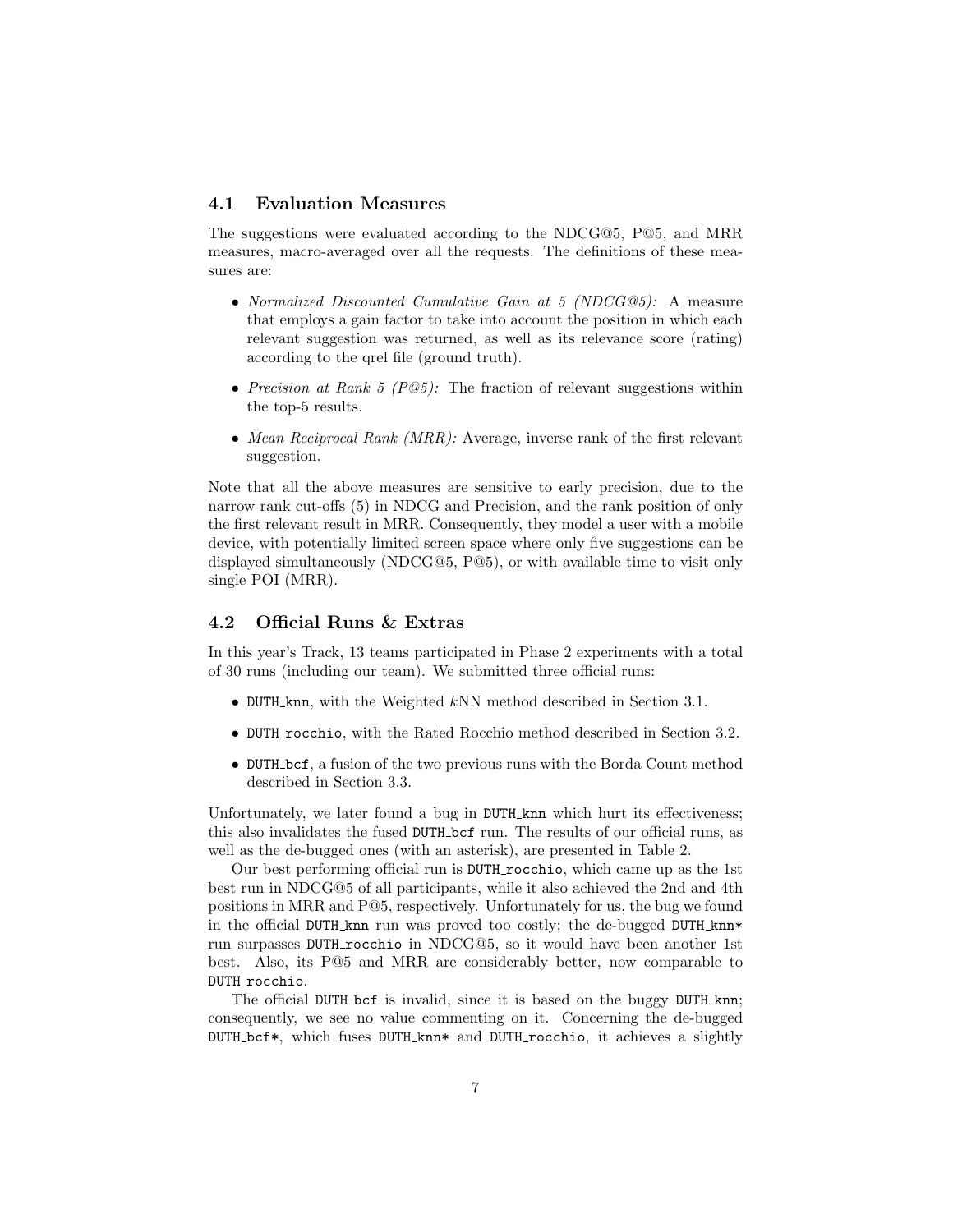### 4.1 Evaluation Measures

The suggestions were evaluated according to the NDCG@5, P@5, and MRR measures, macro-averaged over all the requests. The definitions of these measures are:

- *Normalized Discounted Cumulative Gain at 5 (NDCG@5):* A measure that employs a gain factor to take into account the position in which each relevant suggestion was returned, as well as its relevance score (rating) according to the qrel file (ground truth).
- *Precision at Rank 5 (P@5):* The fraction of relevant suggestions within the top-5 results.
- *Mean Reciprocal Rank (MRR):* Average, inverse rank of the first relevant suggestion.

Note that all the above measures are sensitive to early precision, due to the narrow rank cut-offs (5) in NDCG and Precision, and the rank position of only the first relevant result in MRR. Consequently, they model a user with a mobile device, with potentially limited screen space where only five suggestions can be displayed simultaneously (NDCG@5, P@5), or with available time to visit only single POI (MRR).

### 4.2 Official Runs & Extras

In this year's Track, 13 teams participated in Phase 2 experiments with a total of 30 runs (including our team). We submitted three official runs:

- `DUTH_knn`, with the Weighted $k$NN method described in Section 3.1.
- `DUTH_rocchio`, with the Rated Rocchio method described in Section 3.2.
- `DUTH_bcf`, a fusion of the two previous runs with the Borda Count method described in Section 3.3.

Unfortunately, we later found a bug in `DUTH_knn` which hurt its effectiveness; this also invalidates the fused `DUTH_bcf` run. The results of our official runs, as well as the de-bugged ones (with an asterisk), are presented in Table 2.

Our best performing official run is `DUTH_rocchio`, which came up as the 1st best run in NDCG@5 of all participants, while it also achieved the 2nd and 4th positions in MRR and P@5, respectively. Unfortunately for us, the bug we found in the official `DUTH_knn` run was proved too costly; the de-bugged `DUTH_knn*` run surpasses `DUTH_rocchio` in NDCG@5, so it would have been another 1st best. Also, its P@5 and MRR are considerably better, now comparable to `DUTH_rocchio`.

The official `DUTH_bcf` is invalid, since it is based on the buggy `DUTH_knn`; consequently, we see no value commenting on it. Concerning the de-bugged `DUTH_bcf*`, which fuses `DUTH_knn*` and `DUTH_rocchio`, it achieves a slightly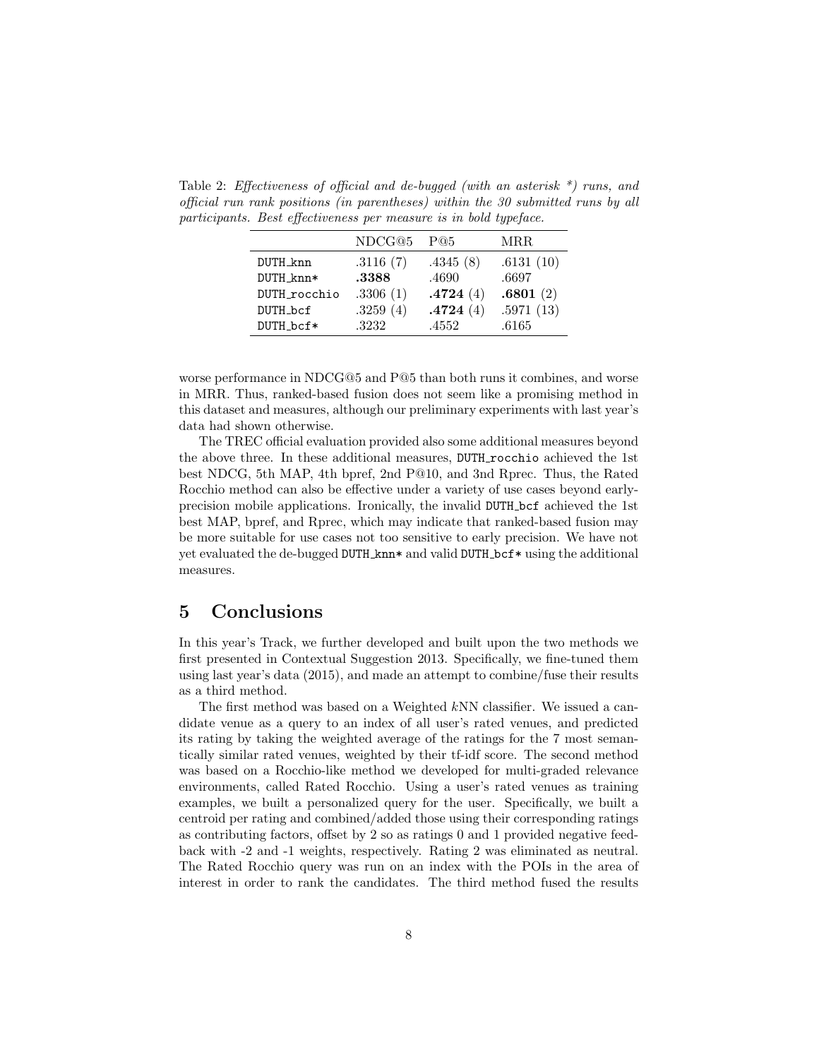Table 2: *Effectiveness of official and de-bugged (with an asterisk *) runs, and official run rank positions (in parentheses) within the 30 submitted runs by all participants. Best effectiveness per measure is in bold typeface.*

| | NDCG@5 | P@5 | MRR |
|---|---|---|---|
| `DUTH_knn` | .3116 (7) | .4345 (8) | .6131 (10) |
| `DUTH_knn*` | **.3388** | .4690 | .6697 |
| `DUTH_rocchio` | .3306 (1) | **.4724** (4) | **.6801** (2) |
| `DUTH_bcf` | .3259 (4) | **.4724** (4) | .5971 (13) |
| `DUTH_bcf*` | .3232 | .4552 | .6165 |

worse performance in NDCG@5 and P@5 than both runs it combines, and worse in MRR. Thus, ranked-based fusion does not seem like a promising method in this dataset and measures, although our preliminary experiments with last year's data had shown otherwise.

The TREC official evaluation provided also some additional measures beyond the above three. In these additional measures, `DUTH_rocchio` achieved the 1st best NDCG, 5th MAP, 4th bpref, 2nd P@10, and 3nd Rprec. Thus, the Rated Rocchio method can also be effective under a variety of use cases beyond early-precision mobile applications. Ironically, the invalid `DUTH_bcf` achieved the 1st best MAP, bpref, and Rprec, which may indicate that ranked-based fusion may be more suitable for use cases not too sensitive to early precision. We have not yet evaluated the de-bugged `DUTH_knn*` and valid `DUTH_bcf*` using the additional measures.

## 5 Conclusions

In this year's Track, we further developed and built upon the two methods we first presented in Contextual Suggestion 2013. Specifically, we fine-tuned them using last year's data (2015), and made an attempt to combine/fuse their results as a third method.

The first method was based on a Weighted $k$NN classifier. We issued a candidate venue as a query to an index of all user's rated venues, and predicted its rating by taking the weighted average of the ratings for the 7 most semantically similar rated venues, weighted by their tf-idf score. The second method was based on a Rocchio-like method we developed for multi-graded relevance environments, called Rated Rocchio. Using a user's rated venues as training examples, we built a personalized query for the user. Specifically, we built a centroid per rating and combined/added those using their corresponding ratings as contributing factors, offset by 2 so as ratings 0 and 1 provided negative feedback with -2 and -1 weights, respectively. Rating 2 was eliminated as neutral. The Rated Rocchio query was run on an index with the POIs in the area of interest in order to rank the candidates. The third method fused the results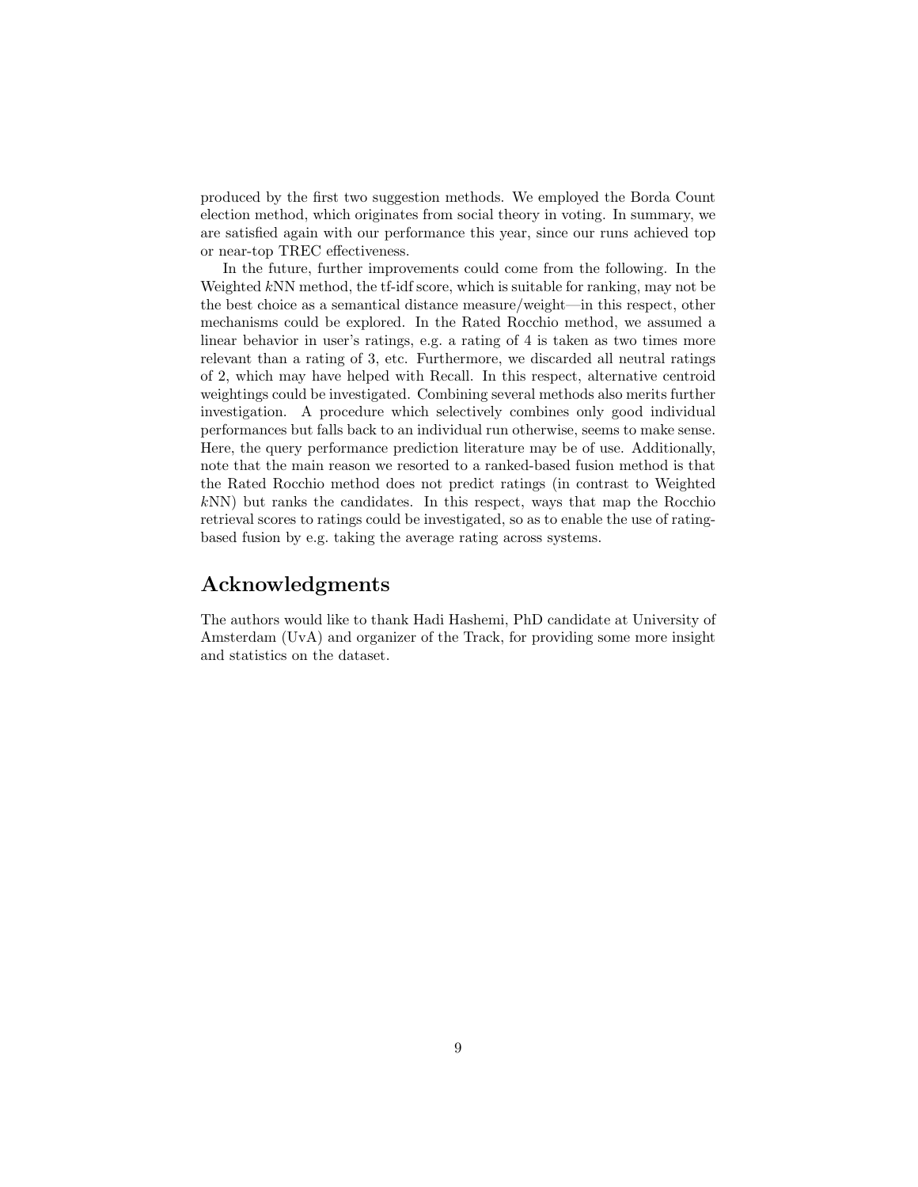produced by the first two suggestion methods. We employed the Borda Count election method, which originates from social theory in voting. In summary, we are satisfied again with our performance this year, since our runs achieved top or near-top TREC effectiveness.

In the future, further improvements could come from the following. In the Weighted $k$NN method, the tf-idf score, which is suitable for ranking, may not be the best choice as a semantical distance measure/weight—in this respect, other mechanisms could be explored. In the Rated Rocchio method, we assumed a linear behavior in user's ratings, e.g. a rating of 4 is taken as two times more relevant than a rating of 3, etc. Furthermore, we discarded all neutral ratings of 2, which may have helped with Recall. In this respect, alternative centroid weightings could be investigated. Combining several methods also merits further investigation. A procedure which selectively combines only good individual performances but falls back to an individual run otherwise, seems to make sense. Here, the query performance prediction literature may be of use. Additionally, note that the main reason we resorted to a ranked-based fusion method is that the Rated Rocchio method does not predict ratings (in contrast to Weighted $k$NN) but ranks the candidates. In this respect, ways that map the Rocchio retrieval scores to ratings could be investigated, so as to enable the use of rating-based fusion by e.g. taking the average rating across systems.

## Acknowledgments

The authors would like to thank Hadi Hashemi, PhD candidate at University of Amsterdam (UvA) and organizer of the Track, for providing some more insight and statistics on the dataset.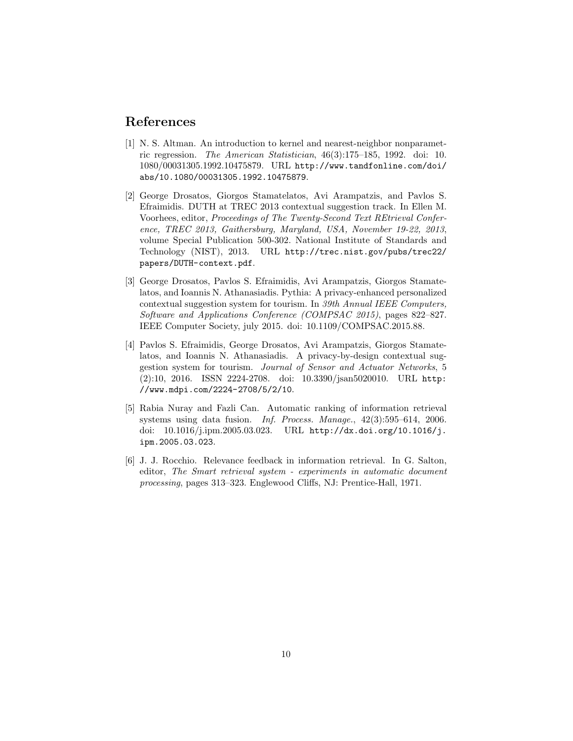## References

[1] N. S. Altman. An introduction to kernel and nearest-neighbor nonparametric regression. *The American Statistician*, 46(3):175–185, 1992. doi: 10.1080/00031305.1992.10475879. URL http://www.tandfonline.com/doi/abs/10.1080/00031305.1992.10475879.

[2] George Drosatos, Giorgos Stamatelatos, Avi Arampatzis, and Pavlos S. Efraimidis. DUTH at TREC 2013 contextual suggestion track. In Ellen M. Voorhees, editor, *Proceedings of The Twenty-Second Text REtrieval Conference, TREC 2013, Gaithersburg, Maryland, USA, November 19-22, 2013*, volume Special Publication 500-302. National Institute of Standards and Technology (NIST), 2013. URL http://trec.nist.gov/pubs/trec22/papers/DUTH-context.pdf.

[3] George Drosatos, Pavlos S. Efraimidis, Avi Arampatzis, Giorgos Stamatelatos, and Ioannis N. Athanasiadis. Pythia: A privacy-enhanced personalized contextual suggestion system for tourism. In *39th Annual IEEE Computers, Software and Applications Conference (COMPSAC 2015)*, pages 822–827. IEEE Computer Society, july 2015. doi: 10.1109/COMPSAC.2015.88.

[4] Pavlos S. Efraimidis, George Drosatos, Avi Arampatzis, Giorgos Stamatelatos, and Ioannis N. Athanasiadis. A privacy-by-design contextual suggestion system for tourism. *Journal of Sensor and Actuator Networks*, 5 (2):10, 2016. ISSN 2224-2708. doi: 10.3390/jsan5020010. URL http://www.mdpi.com/2224-2708/5/2/10.

[5] Rabia Nuray and Fazli Can. Automatic ranking of information retrieval systems using data fusion. *Inf. Process. Manage.*, 42(3):595–614, 2006. doi: 10.1016/j.ipm.2005.03.023. URL http://dx.doi.org/10.1016/j.ipm.2005.03.023.

[6] J. J. Rocchio. Relevance feedback in information retrieval. In G. Salton, editor, *The Smart retrieval system - experiments in automatic document processing*, pages 313–323. Englewood Cliffs, NJ: Prentice-Hall, 1971.